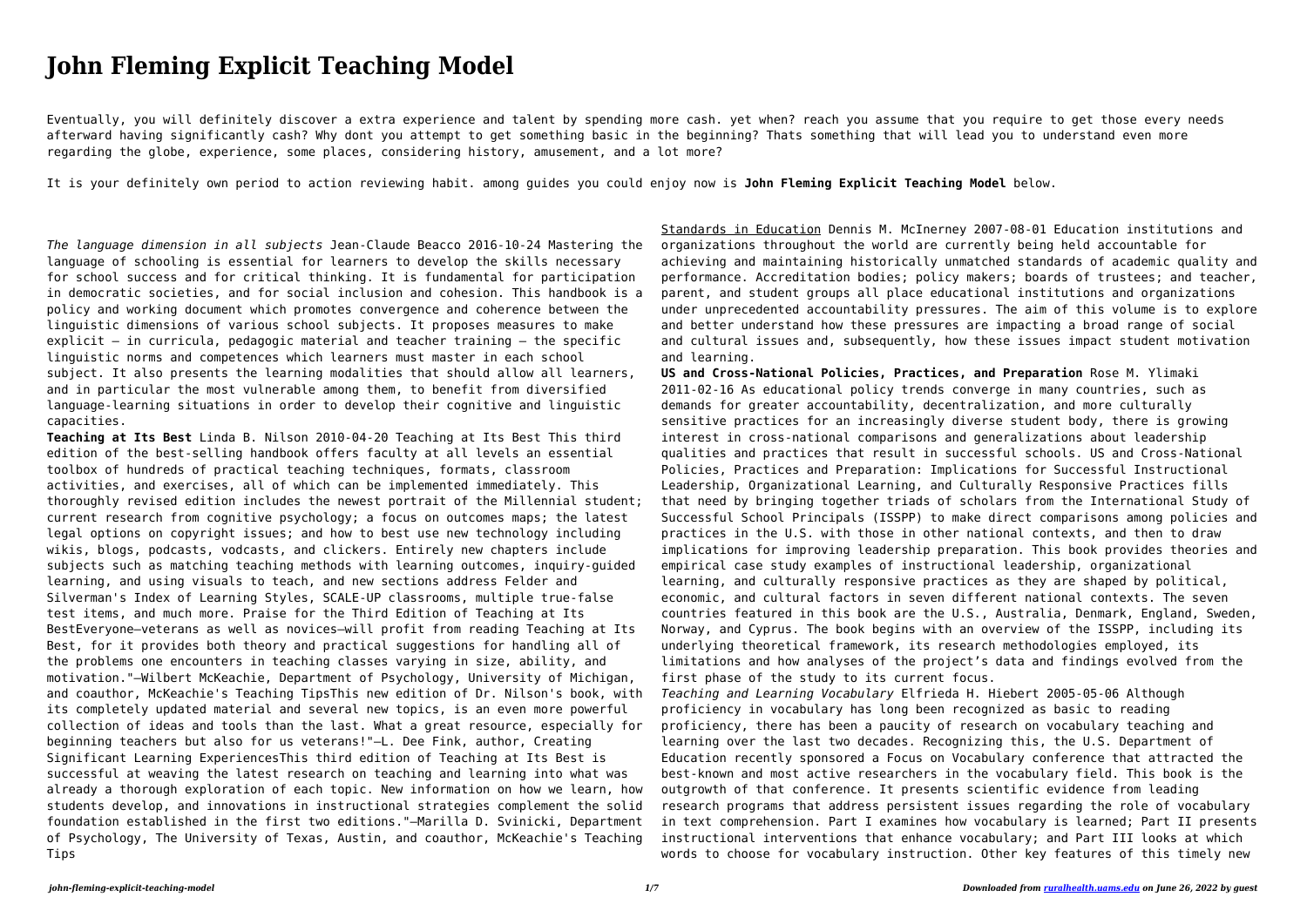# John Fleming Explicit Teaching Model

Eventually, you will definitely discover a extra experience and talent by spending more cash. yet when? reach you assume that you require to get those every needs afterward having significantly cash? Why dont you attempt to get something basic in the beginning? Thats something that will lead you to understand even more regarding the globe, experience, some places, considering history, amusement, and a lot more?

It is your definitely own period to action reviewing habit. among guides you could enjoy now is **John Fleming Explicit Teaching Model** below.

*The language dimension in all subjects* Jean-Claude Beacco 2016-10-24 Mastering the language of schooling is essential for learners to develop the skills necessary for school success and for critical thinking. It is fundamental for participation in democratic societies, and for social inclusion and cohesion. This handbook is a policy and working document which promotes convergence and coherence between the linguistic dimensions of various school subjects. It proposes measures to make explicit – in curricula, pedagogic material and teacher training – the specific linguistic norms and competences which learners must master in each school subject. It also presents the learning modalities that should allow all learners, and in particular the most vulnerable among them, to benefit from diversified language-learning situations in order to develop their cognitive and linguistic capacities.

**Teaching at Its Best** Linda B. Nilson 2010-04-20 Teaching at Its Best This third edition of the best-selling handbook offers faculty at all levels an essential toolbox of hundreds of practical teaching techniques, formats, classroom activities, and exercises, all of which can be implemented immediately. This thoroughly revised edition includes the newest portrait of the Millennial student; current research from cognitive psychology; a focus on outcomes maps; the latest legal options on copyright issues; and how to best use new technology including wikis, blogs, podcasts, vodcasts, and clickers. Entirely new chapters include subjects such as matching teaching methods with learning outcomes, inquiry-guided learning, and using visuals to teach, and new sections address Felder and Silverman's Index of Learning Styles, SCALE-UP classrooms, multiple true-false test items, and much more. Praise for the Third Edition of Teaching at Its BestEveryone—veterans as well as novices—will profit from reading Teaching at Its Best, for it provides both theory and practical suggestions for handling all of the problems one encounters in teaching classes varying in size, ability, and motivation."—Wilbert McKeachie, Department of Psychology, University of Michigan, and coauthor, McKeachie's Teaching TipsThis new edition of Dr. Nilson's book, with its completely updated material and several new topics, is an even more powerful collection of ideas and tools than the last. What a great resource, especially for beginning teachers but also for us veterans!"—L. Dee Fink, author, Creating Significant Learning ExperiencesThis third edition of Teaching at Its Best is successful at weaving the latest research on teaching and learning into what was already a thorough exploration of each topic. New information on how we learn, how students develop, and innovations in instructional strategies complement the solid foundation established in the first two editions."—Marilla D. Svinicki, Department of Psychology, The University of Texas, Austin, and coauthor, McKeachie's Teaching Tips

Standards in Education Dennis M. McInerney 2007-08-01 Education institutions and organizations throughout the world are currently being held accountable for achieving and maintaining historically unmatched standards of academic quality and performance. Accreditation bodies; policy makers; boards of trustees; and teacher, parent, and student groups all place educational institutions and organizations under unprecedented accountability pressures. The aim of this volume is to explore and better understand how these pressures are impacting a broad range of social and cultural issues and, subsequently, how these issues impact student motivation and learning.

**US and Cross-National Policies, Practices, and Preparation** Rose M. Ylimaki 2011-02-16 As educational policy trends converge in many countries, such as demands for greater accountability, decentralization, and more culturally sensitive practices for an increasingly diverse student body, there is growing interest in cross-national comparisons and generalizations about leadership qualities and practices that result in successful schools. US and Cross-National Policies, Practices and Preparation: Implications for Successful Instructional Leadership, Organizational Learning, and Culturally Responsive Practices fills that need by bringing together triads of scholars from the International Study of Successful School Principals (ISSPP) to make direct comparisons among policies and practices in the U.S. with those in other national contexts, and then to draw implications for improving leadership preparation. This book provides theories and empirical case study examples of instructional leadership, organizational learning, and culturally responsive practices as they are shaped by political, economic, and cultural factors in seven different national contexts. The seven countries featured in this book are the U.S., Australia, Denmark, England, Sweden, Norway, and Cyprus. The book begins with an overview of the ISSPP, including its underlying theoretical framework, its research methodologies employed, its limitations and how analyses of the project's data and findings evolved from the first phase of the study to its current focus.

*Teaching and Learning Vocabulary* Elfrieda H. Hiebert 2005-05-06 Although proficiency in vocabulary has long been recognized as basic to reading proficiency, there has been a paucity of research on vocabulary teaching and learning over the last two decades. Recognizing this, the U.S. Department of Education recently sponsored a Focus on Vocabulary conference that attracted the best-known and most active researchers in the vocabulary field. This book is the outgrowth of that conference. It presents scientific evidence from leading research programs that address persistent issues regarding the role of vocabulary in text comprehension. Part I examines how vocabulary is learned; Part II presents instructional interventions that enhance vocabulary; and Part III looks at which words to choose for vocabulary instruction. Other key features of this timely new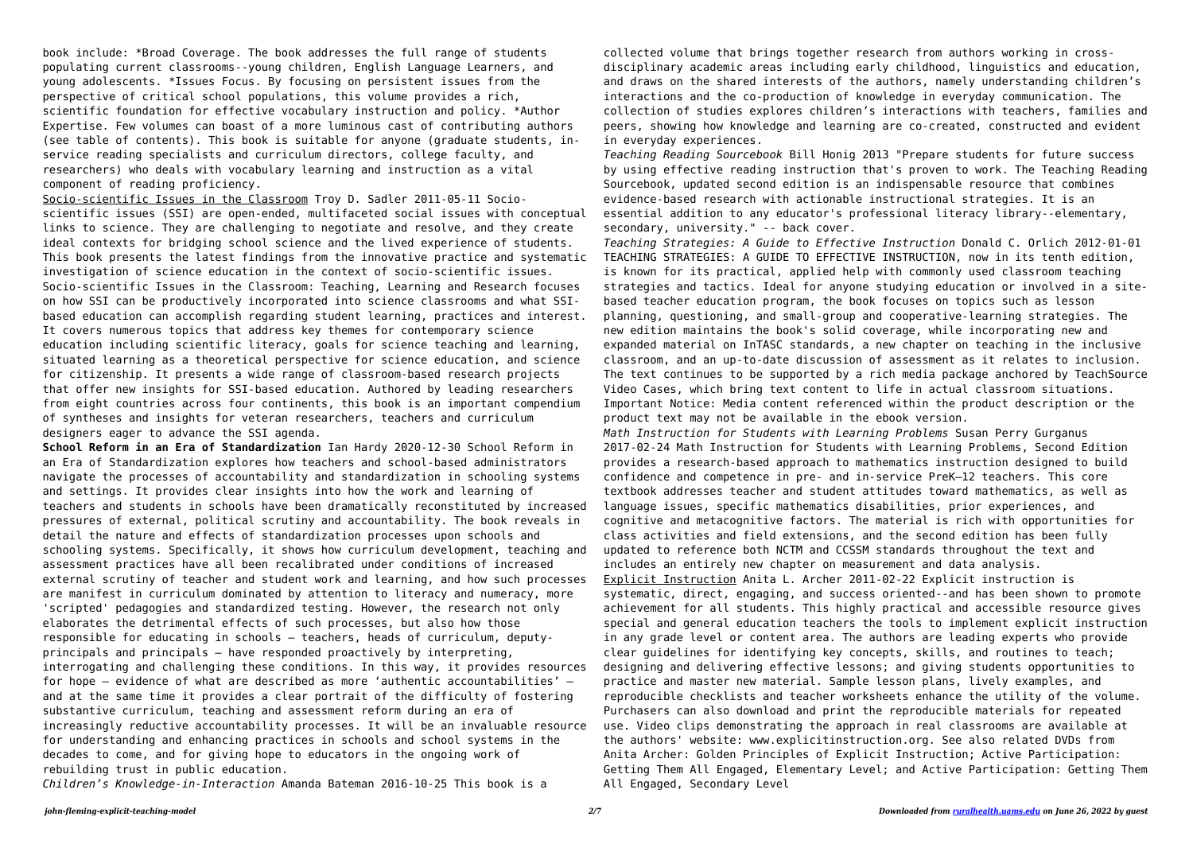book include: *Broad Coverage. The book addresses the full range of students populating current classrooms--young children, English Language Learners, and young adolescents. *Issues Focus. By focusing on persistent issues from the perspective of critical school populations, this volume provides a rich, scientific foundation for effective vocabulary instruction and policy. *Author Expertise. Few volumes can boast of a more luminous cast of contributing authors (see table of contents). This book is suitable for anyone (graduate students, in-service reading specialists and curriculum directors, college faculty, and researchers) who deals with vocabulary learning and instruction as a vital component of reading proficiency.

Socio-scientific Issues in the Classroom Troy D. Sadler 2011-05-11 Socio-scientific issues (SSI) are open-ended, multifaceted social issues with conceptual links to science. They are challenging to negotiate and resolve, and they create ideal contexts for bridging school science and the lived experience of students. This book presents the latest findings from the innovative practice and systematic investigation of science education in the context of socio-scientific issues. Socio-scientific Issues in the Classroom: Teaching, Learning and Research focuses on how SSI can be productively incorporated into science classrooms and what SSI-based education can accomplish regarding student learning, practices and interest. It covers numerous topics that address key themes for contemporary science education including scientific literacy, goals for science teaching and learning, situated learning as a theoretical perspective for science education, and science for citizenship. It presents a wide range of classroom-based research projects that offer new insights for SSI-based education. Authored by leading researchers from eight countries across four continents, this book is an important compendium of syntheses and insights for veteran researchers, teachers and curriculum designers eager to advance the SSI agenda.

**School Reform in an Era of Standardization** Ian Hardy 2020-12-30 School Reform in an Era of Standardization explores how teachers and school-based administrators navigate the processes of accountability and standardization in schooling systems and settings. It provides clear insights into how the work and learning of teachers and students in schools have been dramatically reconstituted by increased pressures of external, political scrutiny and accountability. The book reveals in detail the nature and effects of standardization processes upon schools and schooling systems. Specifically, it shows how curriculum development, teaching and assessment practices have all been recalibrated under conditions of increased external scrutiny of teacher and student work and learning, and how such processes are manifest in curriculum dominated by attention to literacy and numeracy, more 'scripted' pedagogies and standardized testing. However, the research not only elaborates the detrimental effects of such processes, but also how those responsible for educating in schools – teachers, heads of curriculum, deputy-principals and principals – have responded proactively by interpreting, interrogating and challenging these conditions. In this way, it provides resources for hope – evidence of what are described as more 'authentic accountabilities' – and at the same time it provides a clear portrait of the difficulty of fostering substantive curriculum, teaching and assessment reform during an era of increasingly reductive accountability processes. It will be an invaluable resource for understanding and enhancing practices in schools and school systems in the decades to come, and for giving hope to educators in the ongoing work of rebuilding trust in public education.

*Children's Knowledge-in-Interaction* Amanda Bateman 2016-10-25 This book is a collected volume that brings together research from authors working in cross-disciplinary academic areas including early childhood, linguistics and education, and draws on the shared interests of the authors, namely understanding children's interactions and the co-production of knowledge in everyday communication. The collection of studies explores children's interactions with teachers, families and peers, showing how knowledge and learning are co-created, constructed and evident in everyday experiences.

*Teaching Reading Sourcebook* Bill Honig 2013 "Prepare students for future success by using effective reading instruction that's proven to work. The Teaching Reading Sourcebook, updated second edition is an indispensable resource that combines evidence-based research with actionable instructional strategies. It is an essential addition to any educator's professional literacy library--elementary, secondary, university." -- back cover.

*Teaching Strategies: A Guide to Effective Instruction* Donald C. Orlich 2012-01-01 TEACHING STRATEGIES: A GUIDE TO EFFECTIVE INSTRUCTION, now in its tenth edition, is known for its practical, applied help with commonly used classroom teaching strategies and tactics. Ideal for anyone studying education or involved in a site-based teacher education program, the book focuses on topics such as lesson planning, questioning, and small-group and cooperative-learning strategies. The new edition maintains the book's solid coverage, while incorporating new and expanded material on InTASC standards, a new chapter on teaching in the inclusive classroom, and an up-to-date discussion of assessment as it relates to inclusion. The text continues to be supported by a rich media package anchored by TeachSource Video Cases, which bring text content to life in actual classroom situations. Important Notice: Media content referenced within the product description or the product text may not be available in the ebook version.

*Math Instruction for Students with Learning Problems* Susan Perry Gurganus 2017-02-24 Math Instruction for Students with Learning Problems, Second Edition provides a research-based approach to mathematics instruction designed to build confidence and competence in pre- and in-service PreK–12 teachers. This core textbook addresses teacher and student attitudes toward mathematics, as well as language issues, specific mathematics disabilities, prior experiences, and cognitive and metacognitive factors. The material is rich with opportunities for class activities and field extensions, and the second edition has been fully updated to reference both NCTM and CCSSM standards throughout the text and includes an entirely new chapter on measurement and data analysis.

Explicit Instruction Anita L. Archer 2011-02-22 Explicit instruction is systematic, direct, engaging, and success oriented--and has been shown to promote achievement for all students. This highly practical and accessible resource gives special and general education teachers the tools to implement explicit instruction in any grade level or content area. The authors are leading experts who provide clear guidelines for identifying key concepts, skills, and routines to teach; designing and delivering effective lessons; and giving students opportunities to practice and master new material. Sample lesson plans, lively examples, and reproducible checklists and teacher worksheets enhance the utility of the volume. Purchasers can also download and print the reproducible materials for repeated use. Video clips demonstrating the approach in real classrooms are available at the authors' website: www.explicitinstruction.org. See also related DVDs from Anita Archer: Golden Principles of Explicit Instruction; Active Participation: Getting Them All Engaged, Elementary Level; and Active Participation: Getting Them All Engaged, Secondary Level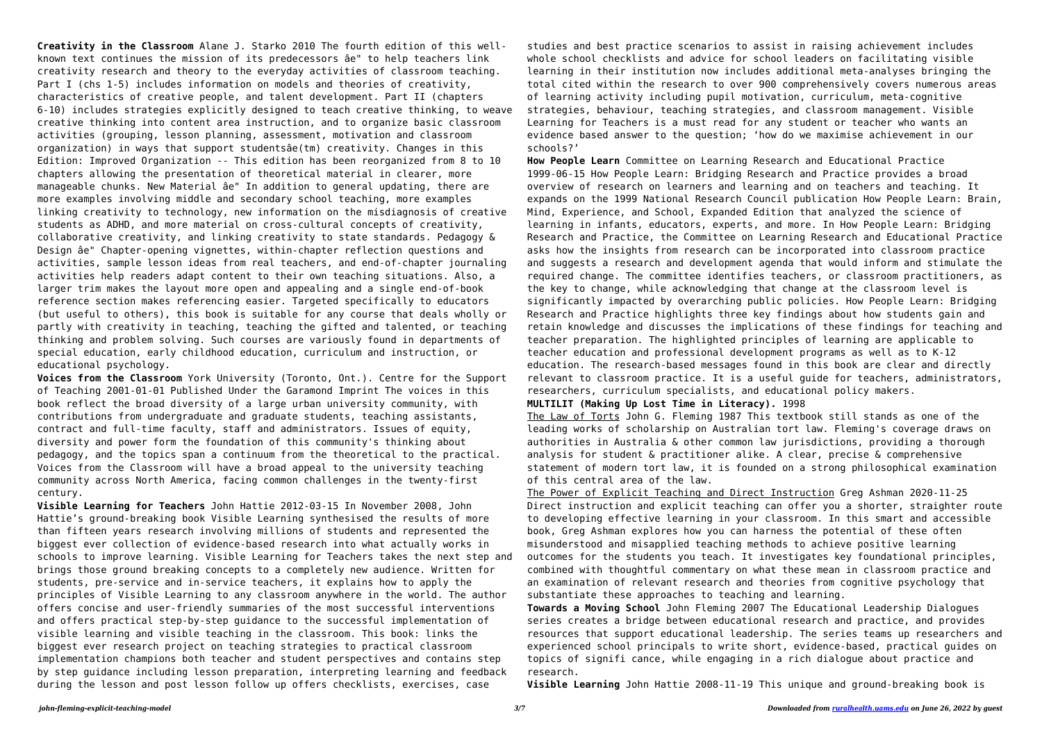**Creativity in the Classroom** Alane J. Starko 2010 The fourth edition of this well-known text continues the mission of its predecessors âe" to help teachers link creativity research and theory to the everyday activities of classroom teaching. Part I (chs 1-5) includes information on models and theories of creativity, characteristics of creative people, and talent development. Part II (chapters 6-10) includes strategies explicitly designed to teach creative thinking, to weave creative thinking into content area instruction, and to organize basic classroom activities (grouping, lesson planning, assessment, motivation and classroom organization) in ways that support studentsâe(tm) creativity. Changes in this Edition: Improved Organization -- This edition has been reorganized from 8 to 10 chapters allowing the presentation of theoretical material in clearer, more manageable chunks. New Material âe" In addition to general updating, there are more examples involving middle and secondary school teaching, more examples linking creativity to technology, new information on the misdiagnosis of creative students as ADHD, and more material on cross-cultural concepts of creativity, collaborative creativity, and linking creativity to state standards. Pedagogy & Design âe" Chapter-opening vignettes, within-chapter reflection questions and activities, sample lesson ideas from real teachers, and end-of-chapter journaling activities help readers adapt content to their own teaching situations. Also, a larger trim makes the layout more open and appealing and a single end-of-book reference section makes referencing easier. Targeted specifically to educators (but useful to others), this book is suitable for any course that deals wholly or partly with creativity in teaching, teaching the gifted and talented, or teaching thinking and problem solving. Such courses are variously found in departments of special education, early childhood education, curriculum and instruction, or educational psychology.

**Voices from the Classroom** York University (Toronto, Ont.). Centre for the Support of Teaching 2001-01-01 Published Under the Garamond Imprint The voices in this book reflect the broad diversity of a large urban university community, with contributions from undergraduate and graduate students, teaching assistants, contract and full-time faculty, staff and administrators. Issues of equity, diversity and power form the foundation of this community's thinking about pedagogy, and the topics span a continuum from the theoretical to the practical. Voices from the Classroom will have a broad appeal to the university teaching community across North America, facing common challenges in the twenty-first century.

**Visible Learning for Teachers** John Hattie 2012-03-15 In November 2008, John Hattie's ground-breaking book Visible Learning synthesised the results of more than fifteen years research involving millions of students and represented the biggest ever collection of evidence-based research into what actually works in schools to improve learning. Visible Learning for Teachers takes the next step and brings those ground breaking concepts to a completely new audience. Written for students, pre-service and in-service teachers, it explains how to apply the principles of Visible Learning to any classroom anywhere in the world. The author offers concise and user-friendly summaries of the most successful interventions and offers practical step-by-step guidance to the successful implementation of visible learning and visible teaching in the classroom. This book: links the biggest ever research project on teaching strategies to practical classroom implementation champions both teacher and student perspectives and contains step by step guidance including lesson preparation, interpreting learning and feedback during the lesson and post lesson follow up offers checklists, exercises, case studies and best practice scenarios to assist in raising achievement includes whole school checklists and advice for school leaders on facilitating visible learning in their institution now includes additional meta-analyses bringing the total cited within the research to over 900 comprehensively covers numerous areas of learning activity including pupil motivation, curriculum, meta-cognitive strategies, behaviour, teaching strategies, and classroom management. Visible Learning for Teachers is a must read for any student or teacher who wants an evidence based answer to the question; 'how do we maximise achievement in our schools?'

**How People Learn** Committee on Learning Research and Educational Practice 1999-06-15 How People Learn: Bridging Research and Practice provides a broad overview of research on learners and learning and on teachers and teaching. It expands on the 1999 National Research Council publication How People Learn: Brain, Mind, Experience, and School, Expanded Edition that analyzed the science of learning in infants, educators, experts, and more. In How People Learn: Bridging Research and Practice, the Committee on Learning Research and Educational Practice asks how the insights from research can be incorporated into classroom practice and suggests a research and development agenda that would inform and stimulate the required change. The committee identifies teachers, or classroom practitioners, as the key to change, while acknowledging that change at the classroom level is significantly impacted by overarching public policies. How People Learn: Bridging Research and Practice highlights three key findings about how students gain and retain knowledge and discusses the implications of these findings for teaching and teacher preparation. The highlighted principles of learning are applicable to teacher education and professional development programs as well as to K-12 education. The research-based messages found in this book are clear and directly relevant to classroom practice. It is a useful guide for teachers, administrators, researchers, curriculum specialists, and educational policy makers.

**MULTILIT (Making Up Lost Time in Literacy).** 1998

The Law of Torts John G. Fleming 1987 This textbook still stands as one of the leading works of scholarship on Australian tort law. Fleming's coverage draws on authorities in Australia & other common law jurisdictions, providing a thorough analysis for student & practitioner alike. A clear, precise & comprehensive statement of modern tort law, it is founded on a strong philosophical examination of this central area of the law.

The Power of Explicit Teaching and Direct Instruction Greg Ashman 2020-11-25 Direct instruction and explicit teaching can offer you a shorter, straighter route to developing effective learning in your classroom. In this smart and accessible book, Greg Ashman explores how you can harness the potential of these often misunderstood and misapplied teaching methods to achieve positive learning outcomes for the students you teach. It investigates key foundational principles, combined with thoughtful commentary on what these mean in classroom practice and an examination of relevant research and theories from cognitive psychology that substantiate these approaches to teaching and learning.

**Towards a Moving School** John Fleming 2007 The Educational Leadership Dialogues series creates a bridge between educational research and practice, and provides resources that support educational leadership. The series teams up researchers and experienced school principals to write short, evidence-based, practical guides on topics of signifi cance, while engaging in a rich dialogue about practice and research.

**Visible Learning** John Hattie 2008-11-19 This unique and ground-breaking book is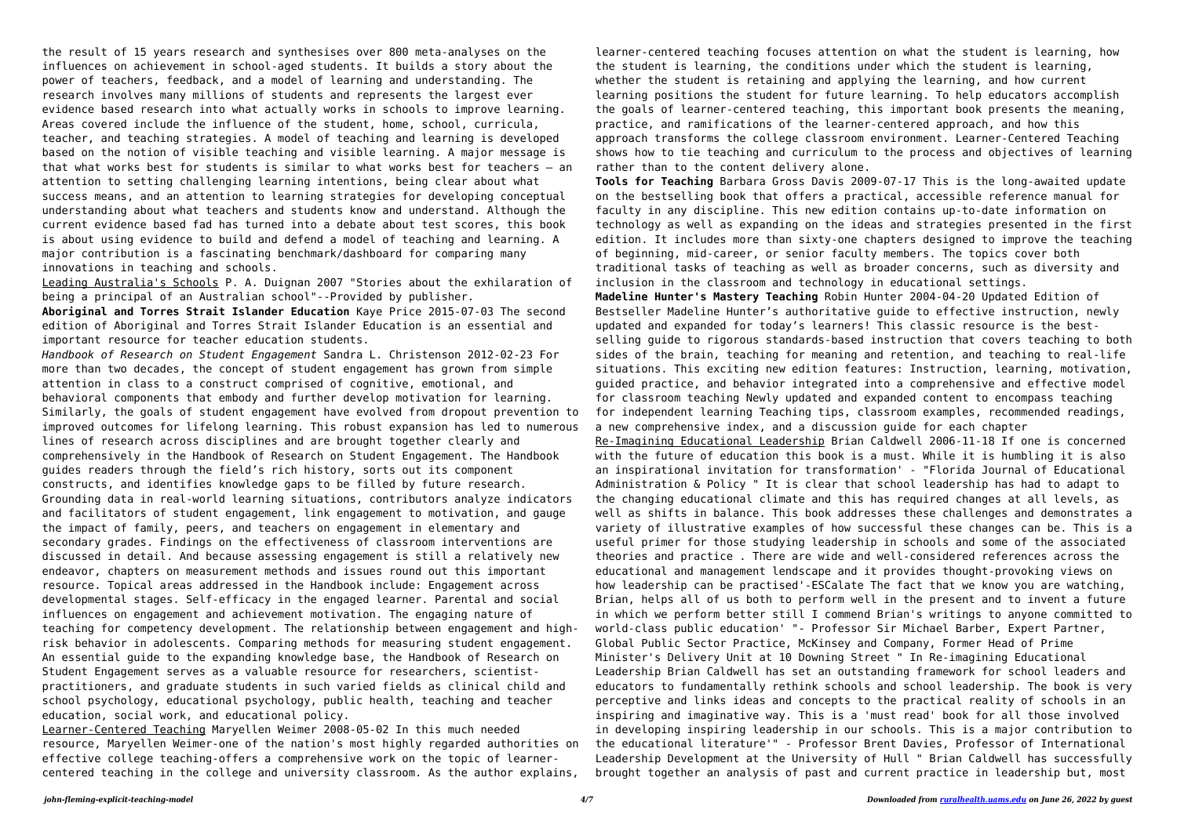the result of 15 years research and synthesises over 800 meta-analyses on the influences on achievement in school-aged students. It builds a story about the power of teachers, feedback, and a model of learning and understanding. The research involves many millions of students and represents the largest ever evidence based research into what actually works in schools to improve learning. Areas covered include the influence of the student, home, school, curricula, teacher, and teaching strategies. A model of teaching and learning is developed based on the notion of visible teaching and visible learning. A major message is that what works best for students is similar to what works best for teachers – an attention to setting challenging learning intentions, being clear about what success means, and an attention to learning strategies for developing conceptual understanding about what teachers and students know and understand. Although the current evidence based fad has turned into a debate about test scores, this book is about using evidence to build and defend a model of teaching and learning. A major contribution is a fascinating benchmark/dashboard for comparing many innovations in teaching and schools.

Leading Australia's Schools P. A. Duignan 2007 "Stories about the exhilaration of being a principal of an Australian school"--Provided by publisher.

**Aboriginal and Torres Strait Islander Education** Kaye Price 2015-07-03 The second edition of Aboriginal and Torres Strait Islander Education is an essential and important resource for teacher education students.

*Handbook of Research on Student Engagement* Sandra L. Christenson 2012-02-23 For more than two decades, the concept of student engagement has grown from simple attention in class to a construct comprised of cognitive, emotional, and behavioral components that embody and further develop motivation for learning. Similarly, the goals of student engagement have evolved from dropout prevention to improved outcomes for lifelong learning. This robust expansion has led to numerous lines of research across disciplines and are brought together clearly and comprehensively in the Handbook of Research on Student Engagement. The Handbook guides readers through the field's rich history, sorts out its component constructs, and identifies knowledge gaps to be filled by future research. Grounding data in real-world learning situations, contributors analyze indicators and facilitators of student engagement, link engagement to motivation, and gauge the impact of family, peers, and teachers on engagement in elementary and secondary grades. Findings on the effectiveness of classroom interventions are discussed in detail. And because assessing engagement is still a relatively new endeavor, chapters on measurement methods and issues round out this important resource. Topical areas addressed in the Handbook include: Engagement across developmental stages. Self-efficacy in the engaged learner. Parental and social influences on engagement and achievement motivation. The engaging nature of teaching for competency development. The relationship between engagement and high-risk behavior in adolescents. Comparing methods for measuring student engagement. An essential guide to the expanding knowledge base, the Handbook of Research on Student Engagement serves as a valuable resource for researchers, scientist-practitioners, and graduate students in such varied fields as clinical child and school psychology, educational psychology, public health, teaching and teacher education, social work, and educational policy.

Learner-Centered Teaching Maryellen Weimer 2008-05-02 In this much needed resource, Maryellen Weimer-one of the nation's most highly regarded authorities on effective college teaching-offers a comprehensive work on the topic of learner-centered teaching in the college and university classroom. As the author explains, learner-centered teaching focuses attention on what the student is learning, how the student is learning, the conditions under which the student is learning, whether the student is retaining and applying the learning, and how current learning positions the student for future learning. To help educators accomplish the goals of learner-centered teaching, this important book presents the meaning, practice, and ramifications of the learner-centered approach, and how this approach transforms the college classroom environment. Learner-Centered Teaching shows how to tie teaching and curriculum to the process and objectives of learning rather than to the content delivery alone.

**Tools for Teaching** Barbara Gross Davis 2009-07-17 This is the long-awaited update on the bestselling book that offers a practical, accessible reference manual for faculty in any discipline. This new edition contains up-to-date information on technology as well as expanding on the ideas and strategies presented in the first edition. It includes more than sixty-one chapters designed to improve the teaching of beginning, mid-career, or senior faculty members. The topics cover both traditional tasks of teaching as well as broader concerns, such as diversity and inclusion in the classroom and technology in educational settings.

**Madeline Hunter's Mastery Teaching** Robin Hunter 2004-04-20 Updated Edition of Bestseller Madeline Hunter's authoritative guide to effective instruction, newly updated and expanded for today's learners! This classic resource is the best-selling guide to rigorous standards-based instruction that covers teaching to both sides of the brain, teaching for meaning and retention, and teaching to real-life situations. This exciting new edition features: Instruction, learning, motivation, guided practice, and behavior integrated into a comprehensive and effective model for classroom teaching Newly updated and expanded content to encompass teaching for independent learning Teaching tips, classroom examples, recommended readings, a new comprehensive index, and a discussion guide for each chapter

Re-Imagining Educational Leadership Brian Caldwell 2006-11-18 If one is concerned with the future of education this book is a must. While it is humbling it is also an inspirational invitation for transformation' - "Florida Journal of Educational Administration & Policy " It is clear that school leadership has had to adapt to the changing educational climate and this has required changes at all levels, as well as shifts in balance. This book addresses these challenges and demonstrates a variety of illustrative examples of how successful these changes can be. This is a useful primer for those studying leadership in schools and some of the associated theories and practice . There are wide and well-considered references across the educational and management lendscape and it provides thought-provoking views on how leadership can be practised'-ESCalate The fact that we know you are watching, Brian, helps all of us both to perform well in the present and to invent a future in which we perform better still I commend Brian's writings to anyone committed to world-class public education' "- Professor Sir Michael Barber, Expert Partner, Global Public Sector Practice, McKinsey and Company, Former Head of Prime Minister's Delivery Unit at 10 Downing Street " In Re-imagining Educational Leadership Brian Caldwell has set an outstanding framework for school leaders and educators to fundamentally rethink schools and school leadership. The book is very perceptive and links ideas and concepts to the practical reality of schools in an inspiring and imaginative way. This is a 'must read' book for all those involved in developing inspiring leadership in our schools. This is a major contribution to the educational literature'" - Professor Brent Davies, Professor of International Leadership Development at the University of Hull " Brian Caldwell has successfully brought together an analysis of past and current practice in leadership but, most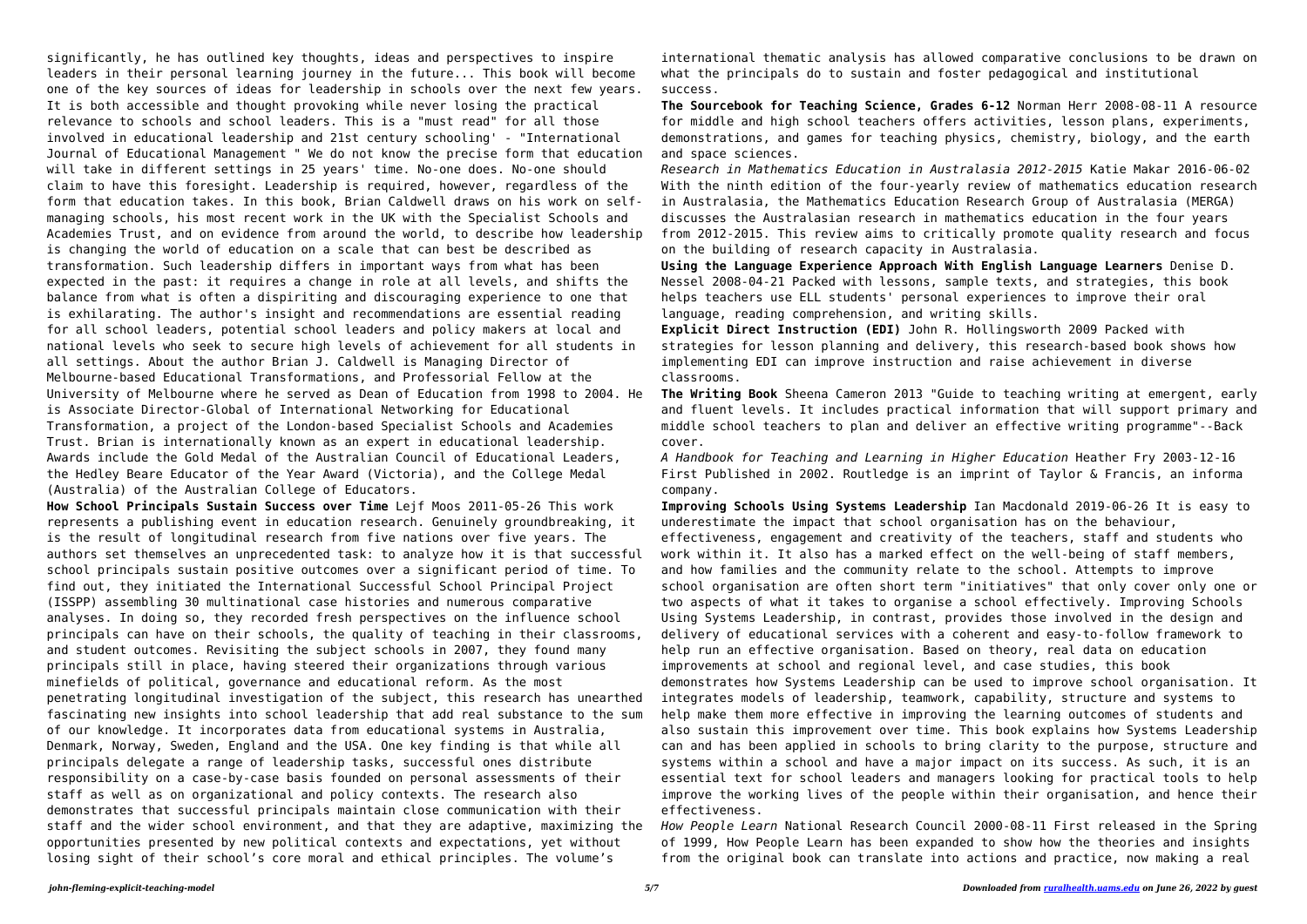significantly, he has outlined key thoughts, ideas and perspectives to inspire leaders in their personal learning journey in the future... This book will become one of the key sources of ideas for leadership in schools over the next few years. It is both accessible and thought provoking while never losing the practical relevance to schools and school leaders. This is a "must read" for all those involved in educational leadership and 21st century schooling' - "International Journal of Educational Management " We do not know the precise form that education will take in different settings in 25 years' time. No-one does. No-one should claim to have this foresight. Leadership is required, however, regardless of the form that education takes. In this book, Brian Caldwell draws on his work on self-managing schools, his most recent work in the UK with the Specialist Schools and Academies Trust, and on evidence from around the world, to describe how leadership is changing the world of education on a scale that can best be described as transformation. Such leadership differs in important ways from what has been expected in the past: it requires a change in role at all levels, and shifts the balance from what is often a dispiriting and discouraging experience to one that is exhilarating. The author's insight and recommendations are essential reading for all school leaders, potential school leaders and policy makers at local and national levels who seek to secure high levels of achievement for all students in all settings. About the author Brian J. Caldwell is Managing Director of Melbourne-based Educational Transformations, and Professorial Fellow at the University of Melbourne where he served as Dean of Education from 1998 to 2004. He is Associate Director-Global of International Networking for Educational Transformation, a project of the London-based Specialist Schools and Academies Trust. Brian is internationally known as an expert in educational leadership. Awards include the Gold Medal of the Australian Council of Educational Leaders, the Hedley Beare Educator of the Year Award (Victoria), and the College Medal (Australia) of the Australian College of Educators.

**How School Principals Sustain Success over Time** Lejf Moos 2011-05-26 This work represents a publishing event in education research. Genuinely groundbreaking, it is the result of longitudinal research from five nations over five years. The authors set themselves an unprecedented task: to analyze how it is that successful school principals sustain positive outcomes over a significant period of time. To find out, they initiated the International Successful School Principal Project (ISSPP) assembling 30 multinational case histories and numerous comparative analyses. In doing so, they recorded fresh perspectives on the influence school principals can have on their schools, the quality of teaching in their classrooms, and student outcomes. Revisiting the subject schools in 2007, they found many principals still in place, having steered their organizations through various minefields of political, governance and educational reform. As the most penetrating longitudinal investigation of the subject, this research has unearthed fascinating new insights into school leadership that add real substance to the sum of our knowledge. It incorporates data from educational systems in Australia, Denmark, Norway, Sweden, England and the USA. One key finding is that while all principals delegate a range of leadership tasks, successful ones distribute responsibility on a case-by-case basis founded on personal assessments of their staff as well as on organizational and policy contexts. The research also demonstrates that successful principals maintain close communication with their staff and the wider school environment, and that they are adaptive, maximizing the opportunities presented by new political contexts and expectations, yet without losing sight of their school's core moral and ethical principles. The volume's international thematic analysis has allowed comparative conclusions to be drawn on what the principals do to sustain and foster pedagogical and institutional success.

**The Sourcebook for Teaching Science, Grades 6-12** Norman Herr 2008-08-11 A resource for middle and high school teachers offers activities, lesson plans, experiments, demonstrations, and games for teaching physics, chemistry, biology, and the earth and space sciences.

*Research in Mathematics Education in Australasia 2012-2015* Katie Makar 2016-06-02 With the ninth edition of the four-yearly review of mathematics education research in Australasia, the Mathematics Education Research Group of Australasia (MERGA) discusses the Australasian research in mathematics education in the four years from 2012-2015. This review aims to critically promote quality research and focus on the building of research capacity in Australasia.

**Using the Language Experience Approach With English Language Learners** Denise D. Nessel 2008-04-21 Packed with lessons, sample texts, and strategies, this book helps teachers use ELL students' personal experiences to improve their oral language, reading comprehension, and writing skills.

**Explicit Direct Instruction (EDI)** John R. Hollingsworth 2009 Packed with strategies for lesson planning and delivery, this research-based book shows how implementing EDI can improve instruction and raise achievement in diverse classrooms.

**The Writing Book** Sheena Cameron 2013 "Guide to teaching writing at emergent, early and fluent levels. It includes practical information that will support primary and middle school teachers to plan and deliver an effective writing programme"--Back cover.

*A Handbook for Teaching and Learning in Higher Education* Heather Fry 2003-12-16 First Published in 2002. Routledge is an imprint of Taylor & Francis, an informa company.

**Improving Schools Using Systems Leadership** Ian Macdonald 2019-06-26 It is easy to underestimate the impact that school organisation has on the behaviour, effectiveness, engagement and creativity of the teachers, staff and students who work within it. It also has a marked effect on the well-being of staff members, and how families and the community relate to the school. Attempts to improve school organisation are often short term "initiatives" that only cover only one or two aspects of what it takes to organise a school effectively. Improving Schools Using Systems Leadership, in contrast, provides those involved in the design and delivery of educational services with a coherent and easy-to-follow framework to help run an effective organisation. Based on theory, real data on education improvements at school and regional level, and case studies, this book demonstrates how Systems Leadership can be used to improve school organisation. It integrates models of leadership, teamwork, capability, structure and systems to help make them more effective in improving the learning outcomes of students and also sustain this improvement over time. This book explains how Systems Leadership can and has been applied in schools to bring clarity to the purpose, structure and systems within a school and have a major impact on its success. As such, it is an essential text for school leaders and managers looking for practical tools to help improve the working lives of the people within their organisation, and hence their effectiveness.

*How People Learn* National Research Council 2000-08-11 First released in the Spring of 1999, How People Learn has been expanded to show how the theories and insights from the original book can translate into actions and practice, now making a real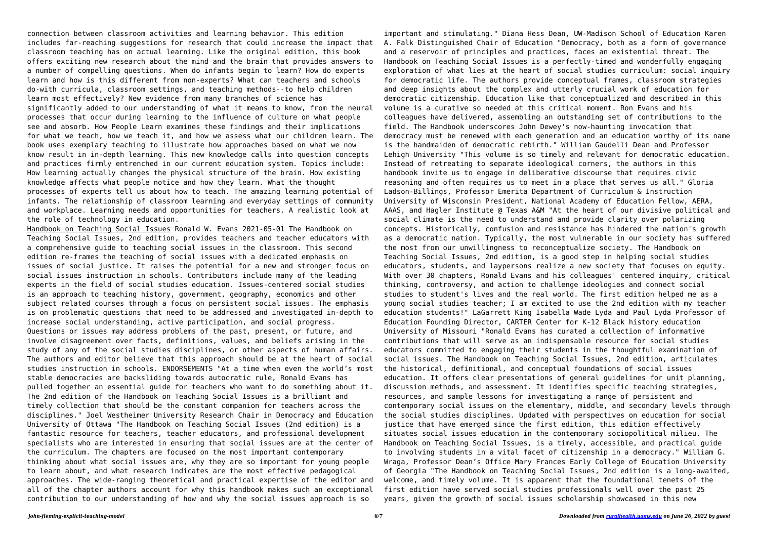connection between classroom activities and learning behavior. This edition includes far-reaching suggestions for research that could increase the impact that classroom teaching has on actual learning. Like the original edition, this book offers exciting new research about the mind and the brain that provides answers to a number of compelling questions. When do infants begin to learn? How do experts learn and how is this different from non-experts? What can teachers and schools do-with curricula, classroom settings, and teaching methods--to help children learn most effectively? New evidence from many branches of science has significantly added to our understanding of what it means to know, from the neural processes that occur during learning to the influence of culture on what people see and absorb. How People Learn examines these findings and their implications for what we teach, how we teach it, and how we assess what our children learn. The book uses exemplary teaching to illustrate how approaches based on what we now know result in in-depth learning. This new knowledge calls into question concepts and practices firmly entrenched in our current education system. Topics include: How learning actually changes the physical structure of the brain. How existing knowledge affects what people notice and how they learn. What the thought processes of experts tell us about how to teach. The amazing learning potential of infants. The relationship of classroom learning and everyday settings of community and workplace. Learning needs and opportunities for teachers. A realistic look at the role of technology in education.

Handbook on Teaching Social Issues Ronald W. Evans 2021-05-01 The Handbook on Teaching Social Issues, 2nd edition, provides teachers and teacher educators with a comprehensive guide to teaching social issues in the classroom. This second edition re-frames the teaching of social issues with a dedicated emphasis on issues of social justice. It raises the potential for a new and stronger focus on social issues instruction in schools. Contributors include many of the leading experts in the field of social studies education. Issues-centered social studies is an approach to teaching history, government, geography, economics and other subject related courses through a focus on persistent social issues. The emphasis is on problematic questions that need to be addressed and investigated in-depth to increase social understanding, active participation, and social progress. Questions or issues may address problems of the past, present, or future, and involve disagreement over facts, definitions, values, and beliefs arising in the study of any of the social studies disciplines, or other aspects of human affairs. The authors and editor believe that this approach should be at the heart of social studies instruction in schools. ENDORSEMENTS "At a time when even the world's most stable democracies are backsliding towards autocratic rule, Ronald Evans has pulled together an essential guide for teachers who want to do something about it. The 2nd edition of the Handbook on Teaching Social Issues is a brilliant and timely collection that should be the constant companion for teachers across the disciplines." Joel Westheimer University Research Chair in Democracy and Education University of Ottawa "The Handbook on Teaching Social Issues (2nd edition) is a fantastic resource for teachers, teacher educators, and professional development specialists who are interested in ensuring that social issues are at the center of the curriculum. The chapters are focused on the most important contemporary thinking about what social issues are, why they are so important for young people to learn about, and what research indicates are the most effective pedagogical approaches. The wide-ranging theoretical and practical expertise of the editor and all of the chapter authors account for why this handbook makes such an exceptional contribution to our understanding of how and why the social issues approach is so important and stimulating." Diana Hess Dean, UW-Madison School of Education Karen A. Falk Distinguished Chair of Education "Democracy, both as a form of governance and a reservoir of principles and practices, faces an existential threat. The Handbook on Teaching Social Issues is a perfectly-timed and wonderfully engaging exploration of what lies at the heart of social studies curriculum: social inquiry for democratic life. The authors provide conceptual frames, classroom strategies and deep insights about the complex and utterly crucial work of education for democratic citizenship. Education like that conceptualized and described in this volume is a curative so needed at this critical moment. Ron Evans and his colleagues have delivered, assembling an outstanding set of contributions to the field. The Handbook underscores John Dewey's now-haunting invocation that democracy must be renewed with each generation and an education worthy of its name is the handmaiden of democratic rebirth." William Gaudelli Dean and Professor Lehigh University "This volume is so timely and relevant for democratic education. Instead of retreating to separate ideological corners, the authors in this handbook invite us to engage in deliberative discourse that requires civic reasoning and often requires us to meet in a place that serves us all." Gloria Ladson-Billings, Professor Emerita Department of Curriculum & Instruction University of Wisconsin President, National Academy of Education Fellow, AERA, AAAS, and Hagler Institute @ Texas A&M "At the heart of our divisive political and social climate is the need to understand and provide clarity over polarizing concepts. Historically, confusion and resistance has hindered the nation's growth as a democratic nation. Typically, the most vulnerable in our society has suffered the most from our unwillingness to reconceptualize society. The Handbook on Teaching Social Issues, 2nd edition, is a good step in helping social studies educators, students, and laypersons realize a new society that focuses on equity. With over 30 chapters, Ronald Evans and his colleagues' centered inquiry, critical thinking, controversy, and action to challenge ideologies and connect social studies to student's lives and the real world. The first edition helped me as a young social studies teacher; I am excited to use the 2nd edition with my teacher education students!" LaGarrett King Isabella Wade Lyda and Paul Lyda Professor of Education Founding Director, CARTER Center for K-12 Black history education University of Missouri "Ronald Evans has curated a collection of informative contributions that will serve as an indispensable resource for social studies educators committed to engaging their students in the thoughtful examination of social issues. The Handbook on Teaching Social Issues, 2nd edition, articulates the historical, definitional, and conceptual foundations of social issues education. It offers clear presentations of general guidelines for unit planning, discussion methods, and assessment. It identifies specific teaching strategies, resources, and sample lessons for investigating a range of persistent and contemporary social issues on the elementary, middle, and secondary levels through the social studies disciplines. Updated with perspectives on education for social justice that have emerged since the first edition, this edition effectively situates social issues education in the contemporary sociopolitical milieu. The Handbook on Teaching Social Issues, is a timely, accessible, and practical guide to involving students in a vital facet of citizenship in a democracy." William G. Wraga, Professor Dean's Office Mary Frances Early College of Education University of Georgia "The Handbook on Teaching Social Issues, 2nd edition is a long-awaited, welcome, and timely volume. It is apparent that the foundational tenets of the first edition have served social studies professionals well over the past 25 years, given the growth of social issues scholarship showcased in this new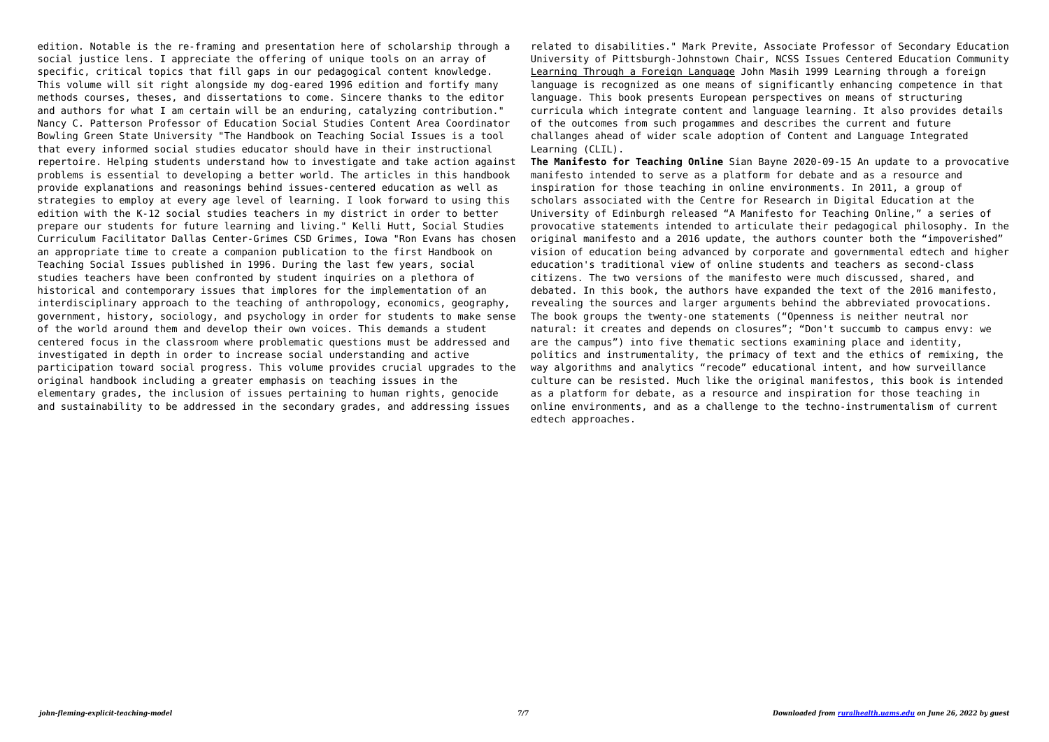edition. Notable is the re-framing and presentation here of scholarship through a social justice lens. I appreciate the offering of unique tools on an array of specific, critical topics that fill gaps in our pedagogical content knowledge. This volume will sit right alongside my dog-eared 1996 edition and fortify many methods courses, theses, and dissertations to come. Sincere thanks to the editor and authors for what I am certain will be an enduring, catalyzing contribution." Nancy C. Patterson Professor of Education Social Studies Content Area Coordinator Bowling Green State University "The Handbook on Teaching Social Issues is a tool that every informed social studies educator should have in their instructional repertoire. Helping students understand how to investigate and take action against problems is essential to developing a better world. The articles in this handbook provide explanations and reasonings behind issues-centered education as well as strategies to employ at every age level of learning. I look forward to using this edition with the K-12 social studies teachers in my district in order to better prepare our students for future learning and living." Kelli Hutt, Social Studies Curriculum Facilitator Dallas Center-Grimes CSD Grimes, Iowa "Ron Evans has chosen an appropriate time to create a companion publication to the first Handbook on Teaching Social Issues published in 1996. During the last few years, social studies teachers have been confronted by student inquiries on a plethora of historical and contemporary issues that implores for the implementation of an interdisciplinary approach to the teaching of anthropology, economics, geography, government, history, sociology, and psychology in order for students to make sense of the world around them and develop their own voices. This demands a student centered focus in the classroom where problematic questions must be addressed and investigated in depth in order to increase social understanding and active participation toward social progress. This volume provides crucial upgrades to the original handbook including a greater emphasis on teaching issues in the elementary grades, the inclusion of issues pertaining to human rights, genocide and sustainability to be addressed in the secondary grades, and addressing issues related to disabilities." Mark Previte, Associate Professor of Secondary Education University of Pittsburgh-Johnstown Chair, NCSS Issues Centered Education Community

Learning Through a Foreign Language John Masih 1999 Learning through a foreign language is recognized as one means of significantly enhancing competence in that language. This book presents European perspectives on means of structuring curricula which integrate content and language learning. It also provides details of the outcomes from such progammes and describes the current and future challanges ahead of wider scale adoption of Content and Language Integrated Learning (CLIL).

**The Manifesto for Teaching Online** Sian Bayne 2020-09-15 An update to a provocative manifesto intended to serve as a platform for debate and as a resource and inspiration for those teaching in online environments. In 2011, a group of scholars associated with the Centre for Research in Digital Education at the University of Edinburgh released "A Manifesto for Teaching Online," a series of provocative statements intended to articulate their pedagogical philosophy. In the original manifesto and a 2016 update, the authors counter both the "impoverished" vision of education being advanced by corporate and governmental edtech and higher education's traditional view of online students and teachers as second-class citizens. The two versions of the manifesto were much discussed, shared, and debated. In this book, the authors have expanded the text of the 2016 manifesto, revealing the sources and larger arguments behind the abbreviated provocations. The book groups the twenty-one statements ("Openness is neither neutral nor natural: it creates and depends on closures"; "Don't succumb to campus envy: we are the campus") into five thematic sections examining place and identity, politics and instrumentality, the primacy of text and the ethics of remixing, the way algorithms and analytics "recode" educational intent, and how surveillance culture can be resisted. Much like the original manifestos, this book is intended as a platform for debate, as a resource and inspiration for those teaching in online environments, and as a challenge to the techno-instrumentalism of current edtech approaches.